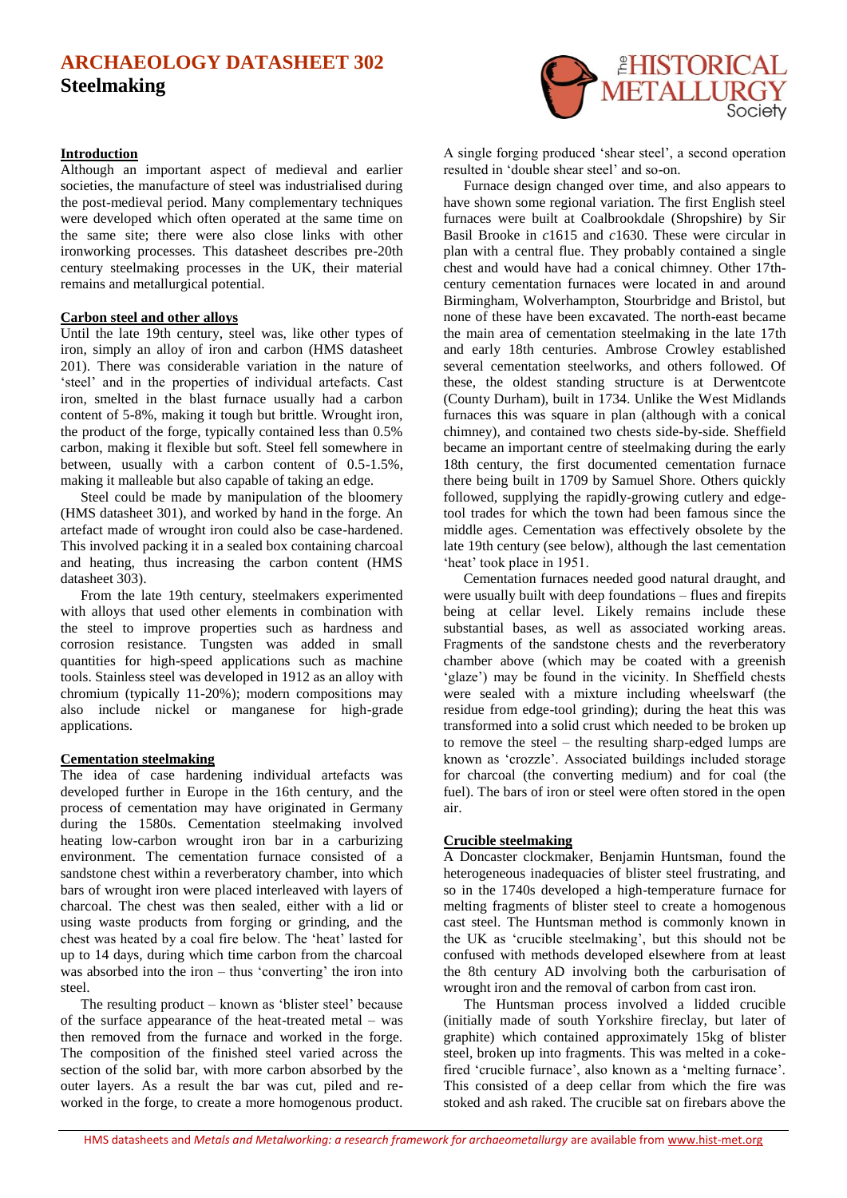# ARCHAEOLOGY DATASHEET 302

## Steelmaking

### Introduction

Although an important aspect of medieval and earlier societies, the manufacture of steel was industrialised during the post-medieval period. Many complementary techniques were developed which often operated at the same time on the same site; there were also close links with other ironworking processes. This datasheet describes pre-20th century steelmaking processes in the UK, their material remains and metallurgical potential.

### Carbon steel and other alloys

Until the late 19th century, steel was, like other types of iron, simply an alloy of iron and carbon (HMS datasheet 201). There was considerable variation in the nature of 'steel' and in the properties of individual artefacts. Cast iron, smelted in the blast furnace usually had a carbon content of 5-8%, making it tough but brittle. Wrought iron, the product of the forge, typically contained less than 0.5% carbon, making it flexible but soft. Steel fell somewhere in between, usually with a carbon content of 0.5-1.5%, making it malleable but also capable of taking an edge.

Steel could be made by manipulation of the bloomery (HMS datasheet 301), and worked by hand in the forge. An artefact made of wrought iron could also be case-hardened. This involved packing it in a sealed box containing charcoal and heating, thus increasing the carbon content (HMS datasheet 303).

From the late 19th century, steelmakers experimented with alloys that used other elements in combination with the steel to improve properties such as hardness and corrosion resistance. Tungsten was added in small quantities for high-speed applications such as machine tools. Stainless steel was developed in 1912 as an alloy with chromium (typically 11-20%); modern compositions may also include nickel or manganese for high-grade applications.

### Cementation steelmaking

The idea of case hardening individual artefacts was developed further in Europe in the 16th century, and the process of cementation may have originated in Germany during the 1580s. Cementation steelmaking involved heating low-carbon wrought iron bar in a carburizing environment. The cementation furnace consisted of a sandstone chest within a reverberatory chamber, into which bars of wrought iron were placed interleaved with layers of charcoal. The chest was then sealed, either with a lid or using waste products from forging or grinding, and the chest was heated by a coal fire below. The 'heat' lasted for up to 14 days, during which time carbon from the charcoal was absorbed into the iron – thus 'converting' the iron into steel.

The resulting product – known as 'blister steel' because of the surface appearance of the heat-treated metal – was then removed from the furnace and worked in the forge. The composition of the finished steel varied across the section of the solid bar, with more carbon absorbed by the outer layers. As a result the bar was cut, piled and re-worked in the forge, to create a more homogenous product. A single forging produced 'shear steel', a second operation resulted in 'double shear steel' and so-on.

Furnace design changed over time, and also appears to have shown some regional variation. The first English steel furnaces were built at Coalbrookdale (Shropshire) by Sir Basil Brooke in *c*1615 and *c*1630. These were circular in plan with a central flue. They probably contained a single chest and would have had a conical chimney. Other 17th-century cementation furnaces were located in and around Birmingham, Wolverhampton, Stourbridge and Bristol, but none of these have been excavated. The north-east became the main area of cementation steelmaking in the late 17th and early 18th centuries. Ambrose Crowley established several cementation steelworks, and others followed. Of these, the oldest standing structure is at Derwentcote (County Durham), built in 1734. Unlike the West Midlands furnaces this was square in plan (although with a conical chimney), and contained two chests side-by-side. Sheffield became an important centre of steelmaking during the early 18th century, the first documented cementation furnace there being built in 1709 by Samuel Shore. Others quickly followed, supplying the rapidly-growing cutlery and edge-tool trades for which the town had been famous since the middle ages. Cementation was effectively obsolete by the late 19th century (see below), although the last cementation 'heat' took place in 1951.

Cementation furnaces needed good natural draught, and were usually built with deep foundations – flues and firepits being at cellar level. Likely remains include these substantial bases, as well as associated working areas. Fragments of the sandstone chests and the reverberatory chamber above (which may be coated with a greenish 'glaze') may be found in the vicinity. In Sheffield chests were sealed with a mixture including wheelswarf (the residue from edge-tool grinding); during the heat this was transformed into a solid crust which needed to be broken up to remove the steel – the resulting sharp-edged lumps are known as 'crozzle'. Associated buildings included storage for charcoal (the converting medium) and for coal (the fuel). The bars of iron or steel were often stored in the open air.

### Crucible steelmaking

A Doncaster clockmaker, Benjamin Huntsman, found the heterogeneous inadequacies of blister steel frustrating, and so in the 1740s developed a high-temperature furnace for melting fragments of blister steel to create a homogenous cast steel. The Huntsman method is commonly known in the UK as 'crucible steelmaking', but this should not be confused with methods developed elsewhere from at least the 8th century AD involving both the carburisation of wrought iron and the removal of carbon from cast iron.

The Huntsman process involved a lidded crucible (initially made of south Yorkshire fireclay, but later of graphite) which contained approximately 15kg of blister steel, broken up into fragments. This was melted in a coke-fired 'crucible furnace', also known as a 'melting furnace'. This consisted of a deep cellar from which the fire was stoked and ash raked. The crucible sat on firebars above the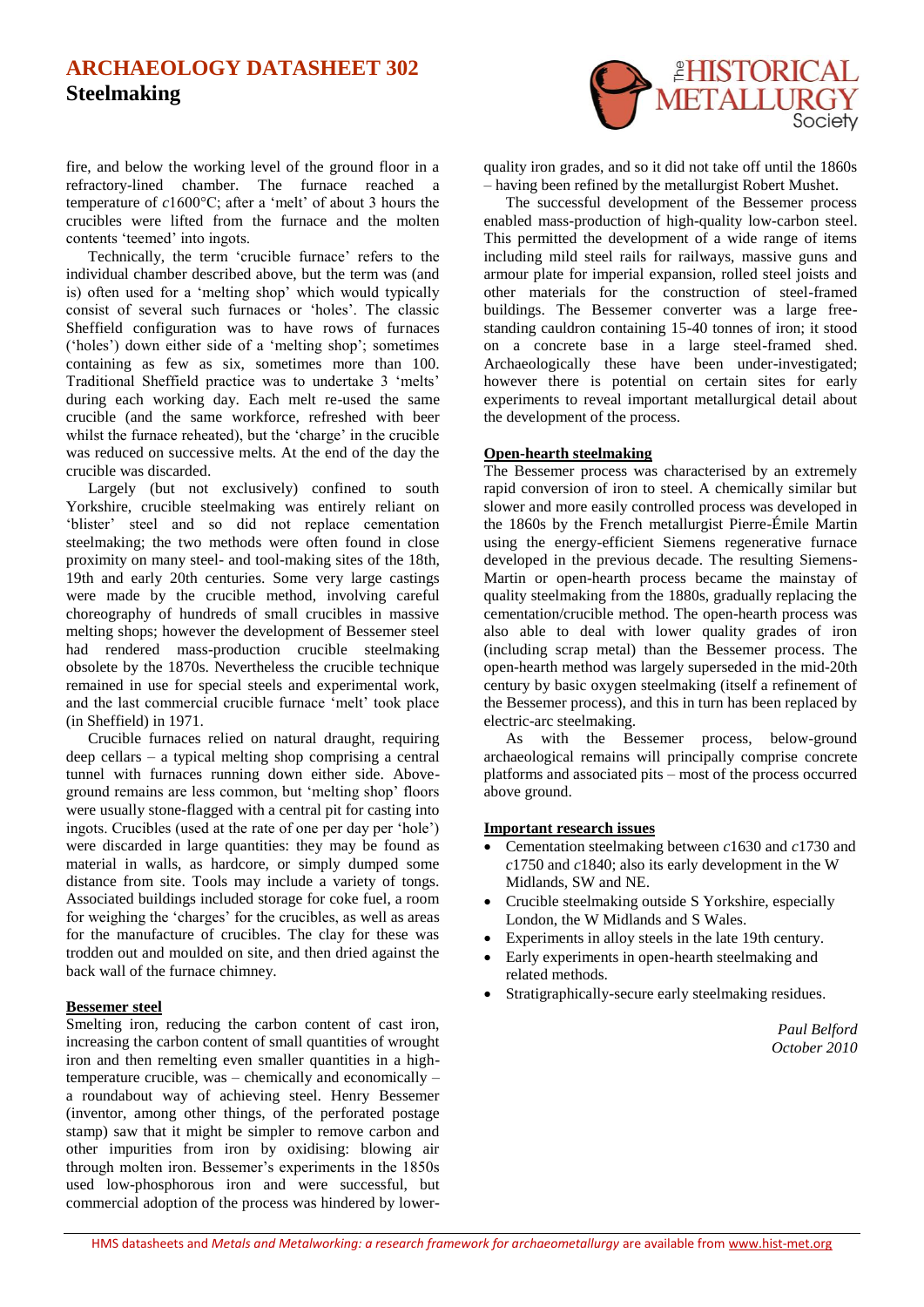fire, and below the working level of the ground floor in a refractory-lined chamber. The furnace reached a temperature of *c*1600°C; after a 'melt' of about 3 hours the crucibles were lifted from the furnace and the molten contents 'teemed' into ingots.

Technically, the term 'crucible furnace' refers to the individual chamber described above, but the term was (and is) often used for a 'melting shop' which would typically consist of several such furnaces or 'holes'. The classic Sheffield configuration was to have rows of furnaces ('holes') down either side of a 'melting shop'; sometimes containing as few as six, sometimes more than 100. Traditional Sheffield practice was to undertake 3 'melts' during each working day. Each melt re-used the same crucible (and the same workforce, refreshed with beer whilst the furnace reheated), but the 'charge' in the crucible was reduced on successive melts. At the end of the day the crucible was discarded.

Largely (but not exclusively) confined to south Yorkshire, crucible steelmaking was entirely reliant on 'blister' steel and so did not replace cementation steelmaking; the two methods were often found in close proximity on many steel- and tool-making sites of the 18th, 19th and early 20th centuries. Some very large castings were made by the crucible method, involving careful choreography of hundreds of small crucibles in massive melting shops; however the development of Bessemer steel had rendered mass-production crucible steelmaking obsolete by the 1870s. Nevertheless the crucible technique remained in use for special steels and experimental work, and the last commercial crucible furnace 'melt' took place (in Sheffield) in 1971.

Crucible furnaces relied on natural draught, requiring deep cellars – a typical melting shop comprising a central tunnel with furnaces running down either side. Above-ground remains are less common, but 'melting shop' floors were usually stone-flagged with a central pit for casting into ingots. Crucibles (used at the rate of one per day per 'hole') were discarded in large quantities: they may be found as material in walls, as hardcore, or simply dumped some distance from site. Tools may include a variety of tongs. Associated buildings included storage for coke fuel, a room for weighing the 'charges' for the crucibles, as well as areas for the manufacture of crucibles. The clay for these was trodden out and moulded on site, and then dried against the back wall of the furnace chimney.

## Bessemer steel

Smelting iron, reducing the carbon content of cast iron, increasing the carbon content of small quantities of wrought iron and then remelting even smaller quantities in a high-temperature crucible, was – chemically and economically – a roundabout way of achieving steel. Henry Bessemer (inventor, among other things, of the perforated postage stamp) saw that it might be simpler to remove carbon and other impurities from iron by oxidising: blowing air through molten iron. Bessemer's experiments in the 1850s used low-phosphorous iron and were successful, but commercial adoption of the process was hindered by lower-quality iron grades, and so it did not take off until the 1860s – having been refined by the metallurgist Robert Mushet.

The successful development of the Bessemer process enabled mass-production of high-quality low-carbon steel. This permitted the development of a wide range of items including mild steel rails for railways, massive guns and armour plate for imperial expansion, rolled steel joists and other materials for the construction of steel-framed buildings. The Bessemer converter was a large free-standing cauldron containing 15-40 tonnes of iron; it stood on a concrete base in a large steel-framed shed. Archaeologically these have been under-investigated; however there is potential on certain sites for early experiments to reveal important metallurgical detail about the development of the process.

## Open-hearth steelmaking

The Bessemer process was characterised by an extremely rapid conversion of iron to steel. A chemically similar but slower and more easily controlled process was developed in the 1860s by the French metallurgist Pierre-Émile Martin using the energy-efficient Siemens regenerative furnace developed in the previous decade. The resulting Siemens-Martin or open-hearth process became the mainstay of quality steelmaking from the 1880s, gradually replacing the cementation/crucible method. The open-hearth process was also able to deal with lower quality grades of iron (including scrap metal) than the Bessemer process. The open-hearth method was largely superseded in the mid-20th century by basic oxygen steelmaking (itself a refinement of the Bessemer process), and this in turn has been replaced by electric-arc steelmaking.

As with the Bessemer process, below-ground archaeological remains will principally comprise concrete platforms and associated pits – most of the process occurred above ground.

## Important research issues

- Cementation steelmaking between *c*1630 and *c*1730 and *c*1750 and *c*1840; also its early development in the W Midlands, SW and NE.
- Crucible steelmaking outside S Yorkshire, especially London, the W Midlands and S Wales.
- Experiments in alloy steels in the late 19th century.
- Early experiments in open-hearth steelmaking and related methods.
- Stratigraphically-secure early steelmaking residues.

*Paul Belford*
*October 2010*